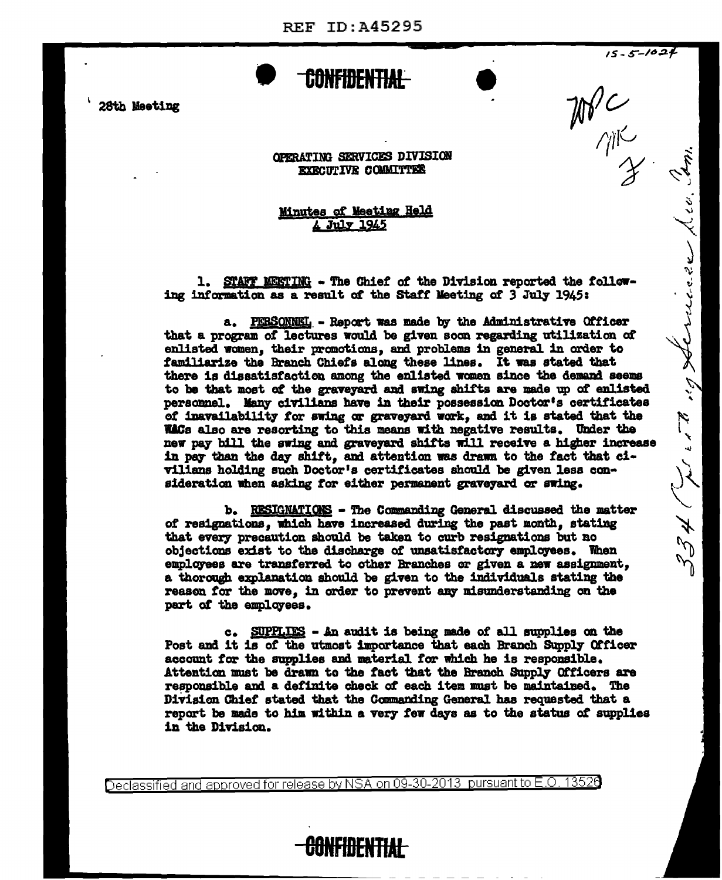REF ID:A45295

15-5-1024

CONFIDENTIAL

28th Meeting

OPERATING SERVICES DIVISION
EXECUTIVE COMMITTEE

Minutes of Meeting Held
4 July 1945

1. STAFF MEETING - The Chief of the Division reported the following information as a result of the Staff Meeting of 3 July 1945:

a. PERSONNEL - Report was made by the Administrative Officer that a program of lectures would be given soon regarding utilization of enlisted women, their promotions, and problems in general in order to familiarize the Branch Chiefs along these lines. It was stated that there is dissatisfaction among the enlisted women since the demand seems to be that most of the graveyard and swing shifts are made up of enlisted personnel. Many civilians have in their possession Doctor's certificates of inavailability for swing or graveyard work, and it is stated that the WACs also are resorting to this means with negative results. Under the new pay bill the swing and graveyard shifts will receive a higher increase in pay than the day shift, and attention was drawn to the fact that civilians holding such Doctor's certificates should be given less consideration when asking for either permanent graveyard or swing.

b. RESIGNATIONS - The Commanding General discussed the matter of resignations, which have increased during the past month, stating that every precaution should be taken to curb resignations but no objections exist to the discharge of unsatisfactory employees. When employees are transferred to other Branches or given a new assignment, a thorough explanation should be given to the individuals stating the reason for the move, in order to prevent any misunderstanding on the part of the employees.

c. SUPPLIES - An audit is being made of all supplies on the Post and it is of the utmost importance that each Branch Supply Officer account for the supplies and material for which he is responsible. Attention must be drawn to the fact that the Branch Supply Officers are responsible and a definite check of each item must be maintained. The Division Chief stated that the Commanding General has requested that a report be made to him within a very few days as to the status of supplies in the Division.

Declassified and approved for release by NSA on 09-30-2013 pursuant to E.O. 13526

CONFIDENTIAL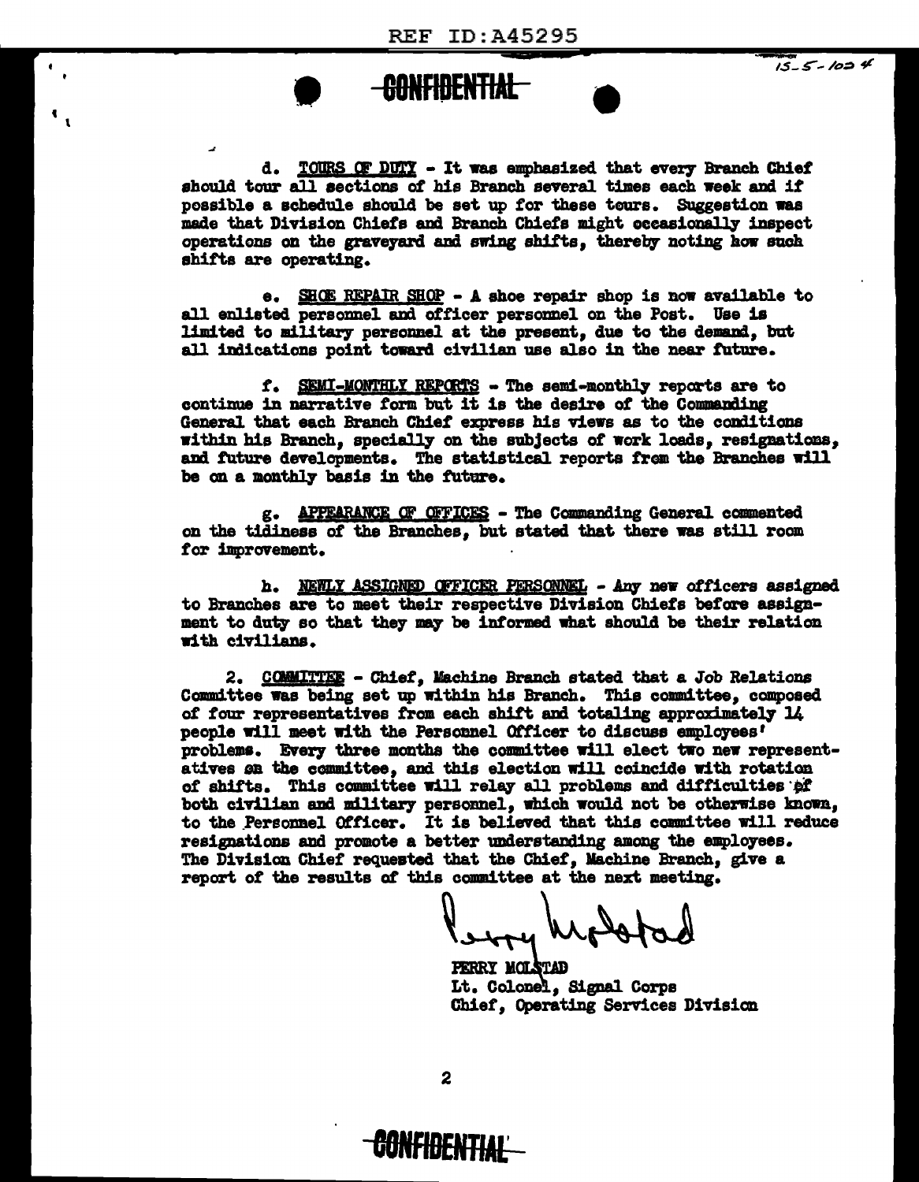CONFIDENTIAL

d. TOURS OF DUTY - It was emphasized that every Branch Chief should tour all sections of his Branch several times each week and if possible a schedule should be set up for these tours. Suggestion was made that Division Chiefs and Branch Chiefs might occasionally inspect operations on the graveyard and swing shifts, thereby noting how such shifts are operating.

e. SHOE REPAIR SHOP - A shoe repair shop is now available to all enlisted personnel and officer personnel on the Post. Use is limited to military personnel at the present, due to the demand, but all indications point toward civilian use also in the near future.

f. SEMI-MONTHLY REPORTS - The semi-monthly reports are to continue in narrative form but it is the desire of the Commanding General that each Branch Chief express his views as to the conditions within his Branch, specially on the subjects of work loads, resignations, and future developments. The statistical reports from the Branches will be on a monthly basis in the future.

g. APPEARANCE OF OFFICES - The Commanding General commented on the tidiness of the Branches, but stated that there was still room for improvement.

h. NEWLY ASSIGNED OFFICER PERSONNEL - Any new officers assigned to Branches are to meet their respective Division Chiefs before assignment to duty so that they may be informed what should be their relation with civilians.

2. COMMITTEE - Chief, Machine Branch stated that a Job Relations Committee was being set up within his Branch. This committee, composed of four representatives from each shift and totaling approximately 14 people will meet with the Personnel Officer to discuss employees' problems. Every three months the committee will elect two new representatives on the committee, and this election will coincide with rotation of shifts. This committee will relay all problems and difficulties of both civilian and military personnel, which would not be otherwise known, to the Personnel Officer. It is believed that this committee will reduce resignations and promote a better understanding among the employees. The Division Chief requested that the Chief, Machine Branch, give a report of the results of this committee at the next meeting.

Perry Molstad

PERRY MOLSTAD
Lt. Colonel, Signal Corps
Chief, Operating Services Division

CONFIDENTIAL